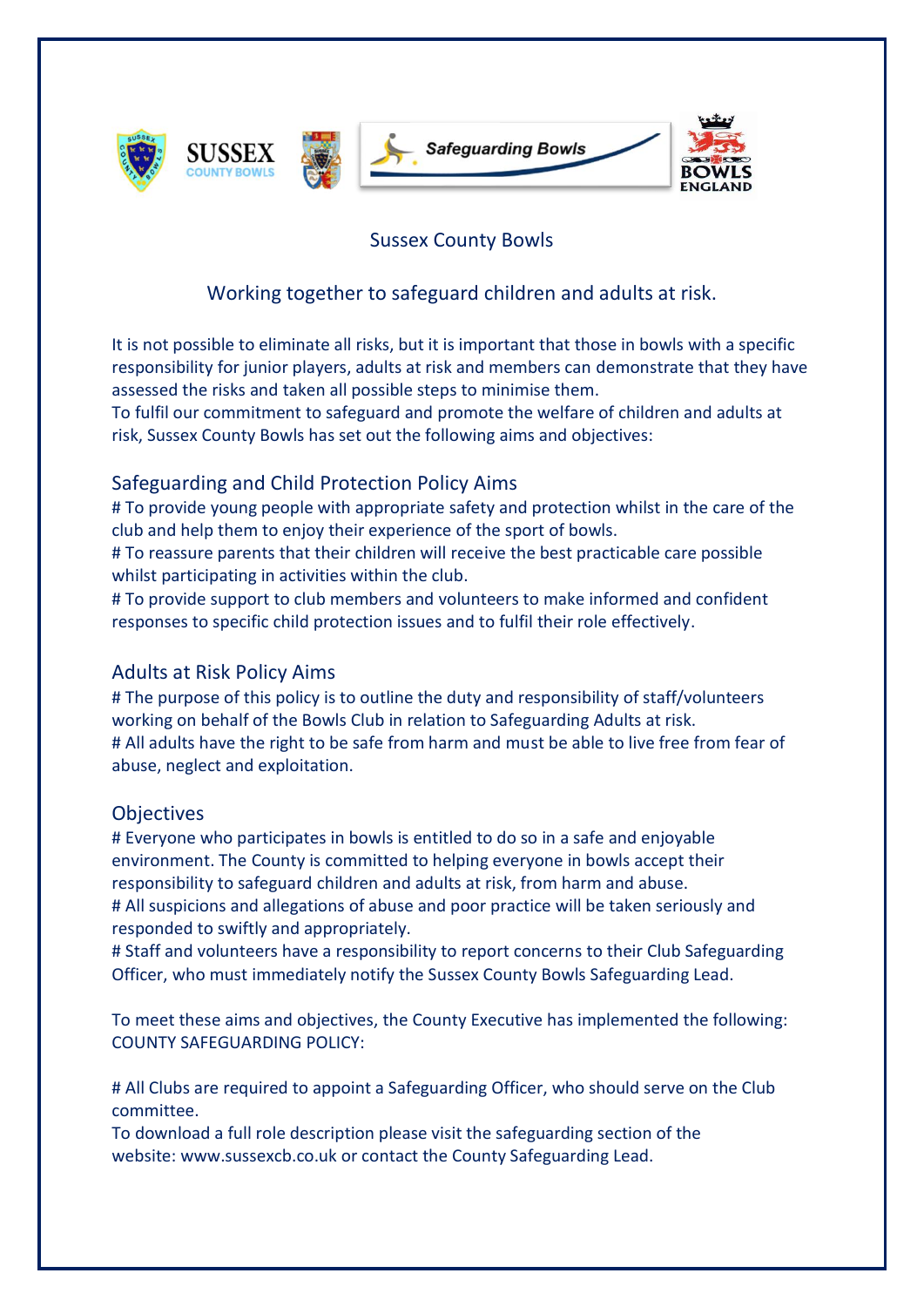# Sussex County Bowls

## Working together to safeguard children and adults at risk.

It is not possible to eliminate all risks, but it is important that those in bowls with a specific responsibility for junior players, adults at risk and members can demonstrate that they have assessed the risks and taken all possible steps to minimise them.
To fulfil our commitment to safeguard and promote the welfare of children and adults at risk, Sussex County Bowls has set out the following aims and objectives:

### Safeguarding and Child Protection Policy Aims

# To provide young people with appropriate safety and protection whilst in the care of the club and help them to enjoy their experience of the sport of bowls.
# To reassure parents that their children will receive the best practicable care possible whilst participating in activities within the club.
# To provide support to club members and volunteers to make informed and confident responses to specific child protection issues and to fulfil their role effectively.

### Adults at Risk Policy Aims

# The purpose of this policy is to outline the duty and responsibility of staff/volunteers working on behalf of the Bowls Club in relation to Safeguarding Adults at risk.
# All adults have the right to be safe from harm and must be able to live free from fear of abuse, neglect and exploitation.

### Objectives

# Everyone who participates in bowls is entitled to do so in a safe and enjoyable environment. The County is committed to helping everyone in bowls accept their responsibility to safeguard children and adults at risk, from harm and abuse.
# All suspicions and allegations of abuse and poor practice will be taken seriously and responded to swiftly and appropriately.
# Staff and volunteers have a responsibility to report concerns to their Club Safeguarding Officer, who must immediately notify the Sussex County Bowls Safeguarding Lead.

To meet these aims and objectives, the County Executive has implemented the following:
COUNTY SAFEGUARDING POLICY:

# All Clubs are required to appoint a Safeguarding Officer, who should serve on the Club committee.
To download a full role description please visit the safeguarding section of the website: www.sussexcb.co.uk or contact the County Safeguarding Lead.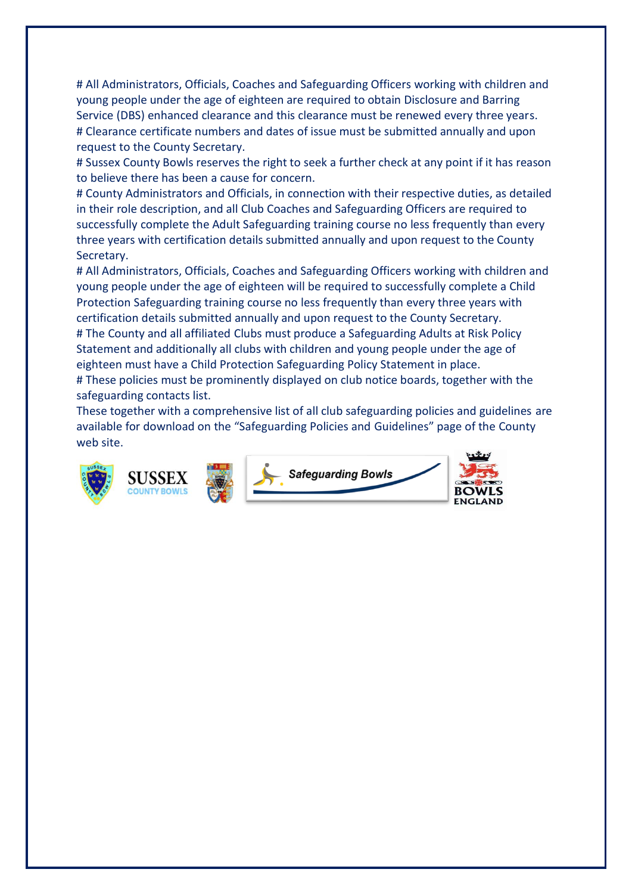# All Administrators, Officials, Coaches and Safeguarding Officers working with children and young people under the age of eighteen are required to obtain Disclosure and Barring Service (DBS) enhanced clearance and this clearance must be renewed every three years.
# Clearance certificate numbers and dates of issue must be submitted annually and upon request to the County Secretary.
# Sussex County Bowls reserves the right to seek a further check at any point if it has reason to believe there has been a cause for concern.
# County Administrators and Officials, in connection with their respective duties, as detailed in their role description, and all Club Coaches and Safeguarding Officers are required to successfully complete the Adult Safeguarding training course no less frequently than every three years with certification details submitted annually and upon request to the County Secretary.
# All Administrators, Officials, Coaches and Safeguarding Officers working with children and young people under the age of eighteen will be required to successfully complete a Child Protection Safeguarding training course no less frequently than every three years with certification details submitted annually and upon request to the County Secretary.
# The County and all affiliated Clubs must produce a Safeguarding Adults at Risk Policy Statement and additionally all clubs with children and young people under the age of eighteen must have a Child Protection Safeguarding Policy Statement in place.
# These policies must be prominently displayed on club notice boards, together with the safeguarding contacts list.

These together with a comprehensive list of all club safeguarding policies and guidelines are available for download on the "Safeguarding Policies and Guidelines" page of the County web site.

SUSSEX COUNTY BOWLS

Safeguarding Bowls

BOWLS ENGLAND